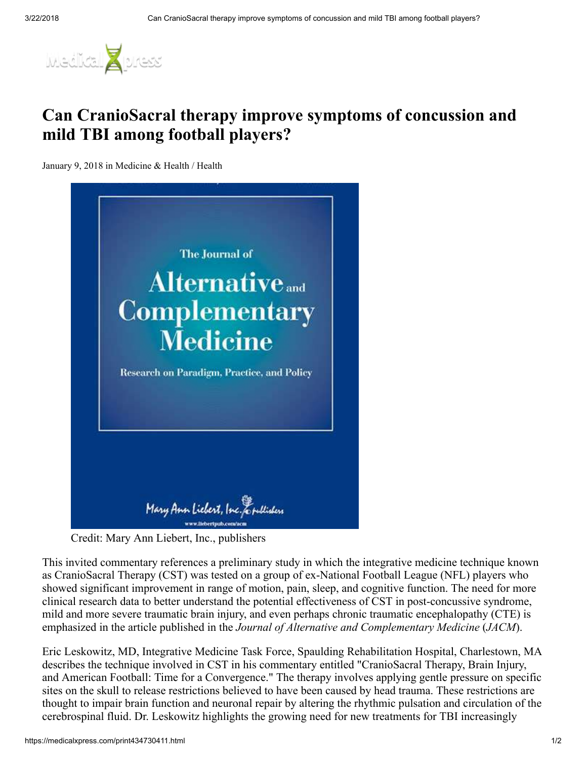# Can CranioSacral therapy improve symptoms of concussion and mild TBI among football players?

January 9, 2018 in Medicine & Health / Health

Credit: Mary Ann Liebert, Inc., publishers

This invited commentary references a preliminary study in which the integrative medicine technique known as CranioSacral Therapy (CST) was tested on a group of ex-National Football League (NFL) players who showed significant improvement in range of motion, pain, sleep, and cognitive function. The need for more clinical research data to better understand the potential effectiveness of CST in post-concussive syndrome, mild and more severe traumatic brain injury, and even perhaps chronic traumatic encephalopathy (CTE) is emphasized in the article published in the *Journal of Alternative and Complementary Medicine* (*JACM*).

Eric Leskowitz, MD, Integrative Medicine Task Force, Spaulding Rehabilitation Hospital, Charlestown, MA describes the technique involved in CST in his commentary entitled "CranioSacral Therapy, Brain Injury, and American Football: Time for a Convergence." The therapy involves applying gentle pressure on specific sites on the skull to release restrictions believed to have been caused by head trauma. These restrictions are thought to impair brain function and neuronal repair by altering the rhythmic pulsation and circulation of the cerebrospinal fluid. Dr. Leskowitz highlights the growing need for new treatments for TBI increasingly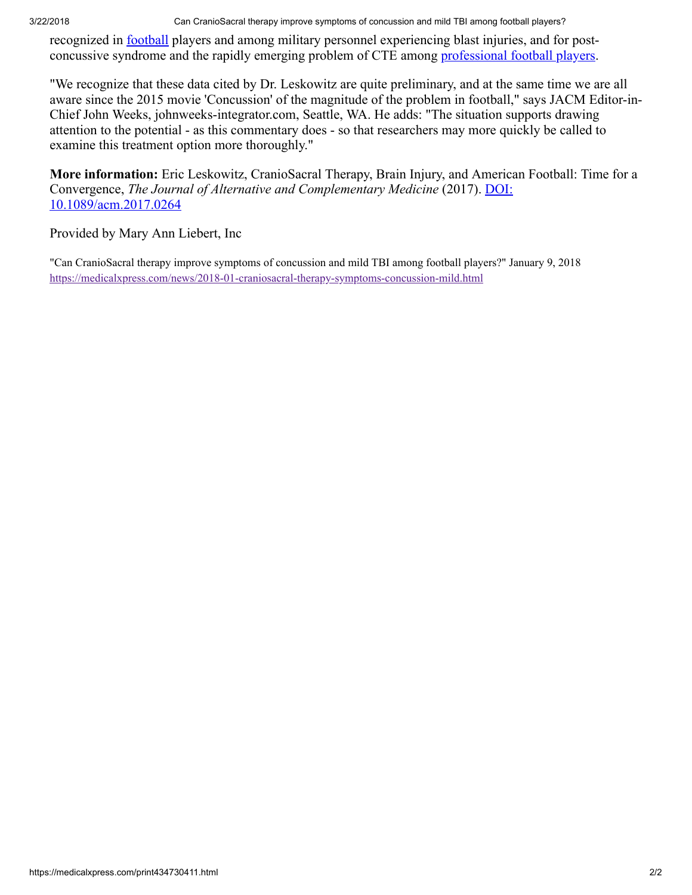recognized in football players and among military personnel experiencing blast injuries, and for post-concussive syndrome and the rapidly emerging problem of CTE among professional football players.

"We recognize that these data cited by Dr. Leskowitz are quite preliminary, and at the same time we are all aware since the 2015 movie 'Concussion' of the magnitude of the problem in football," says JACM Editor-in-Chief John Weeks, johnweeks-integrator.com, Seattle, WA. He adds: "The situation supports drawing attention to the potential - as this commentary does - so that researchers may more quickly be called to examine this treatment option more thoroughly."

**More information:** Eric Leskowitz, CranioSacral Therapy, Brain Injury, and American Football: Time for a Convergence, *The Journal of Alternative and Complementary Medicine* (2017). DOI: 10.1089/acm.2017.0264

Provided by Mary Ann Liebert, Inc

"Can CranioSacral therapy improve symptoms of concussion and mild TBI among football players?" January 9, 2018
https://medicalxpress.com/news/2018-01-craniosacral-therapy-symptoms-concussion-mild.html